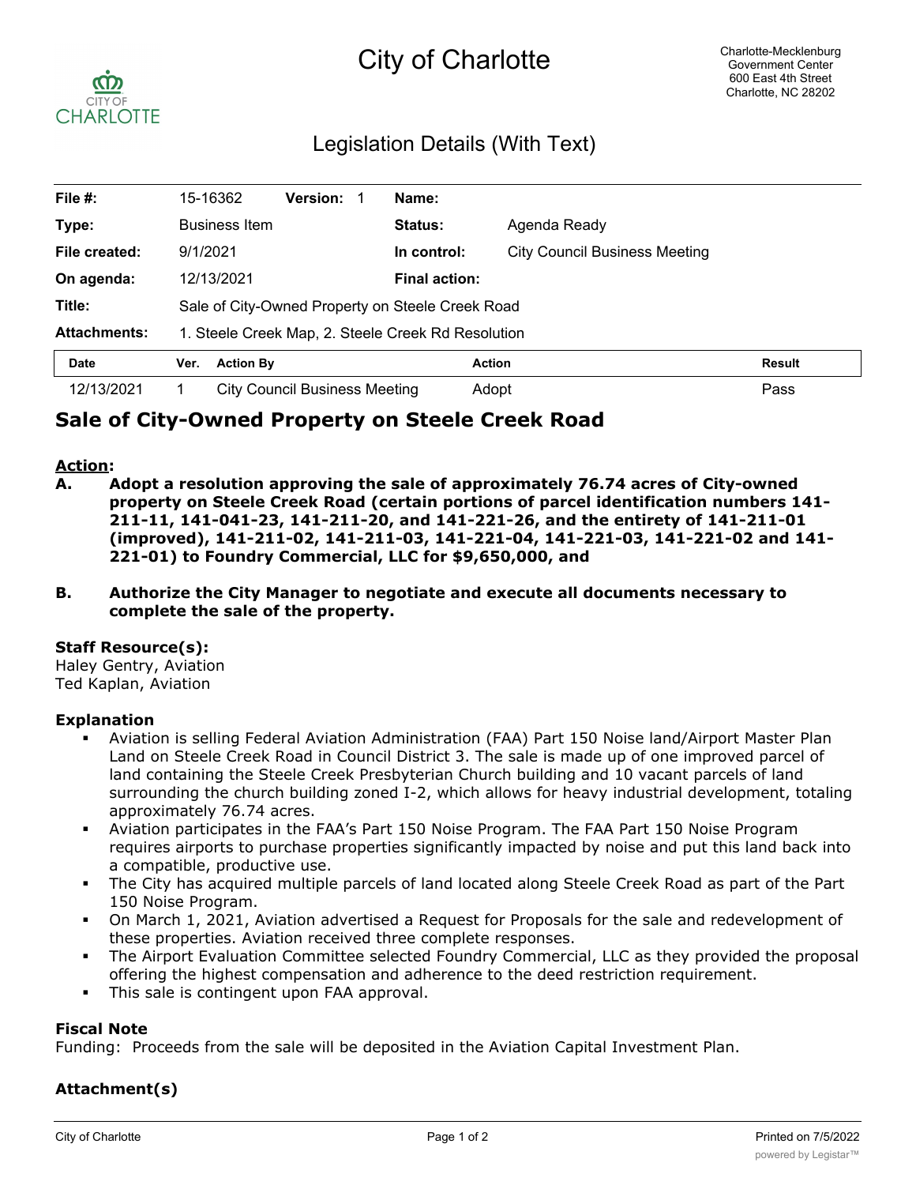# City of Charlotte

Charlotte-Mecklenburg
Government Center
600 East 4th Street
Charlotte, NC 28202

## Legislation Details (With Text)

| | | | | | |
|---|---|---|---|---|---|
| **File #:** | 15-16362 | **Version:** 1 | **Name:** | | |
| **Type:** | Business Item | | **Status:** | Agenda Ready | |
| **File created:** | 9/1/2021 | | **In control:** | City Council Business Meeting | |
| **On agenda:** | 12/13/2021 | | **Final action:** | | |
| **Title:** | Sale of City-Owned Property on Steele Creek Road | | | | |
| **Attachments:** | 1. Steele Creek Map, 2. Steele Creek Rd Resolution | | | | |

| Date | Ver. | Action By | Action | Result |
|---|---|---|---|---|
| 12/13/2021 | 1 | City Council Business Meeting | Adopt | Pass |

# Sale of City-Owned Property on Steele Creek Road

**Action:**

**A. Adopt a resolution approving the sale of approximately 76.74 acres of City-owned property on Steele Creek Road (certain portions of parcel identification numbers 141-211-11, 141-041-23, 141-211-20, and 141-221-26, and the entirety of 141-211-01 (improved), 141-211-02, 141-211-03, 141-221-04, 141-221-03, 141-221-02 and 141-221-01) to Foundry Commercial, LLC for $9,650,000, and**

**B. Authorize the City Manager to negotiate and execute all documents necessary to complete the sale of the property.**

**Staff Resource(s):**
Haley Gentry, Aviation
Ted Kaplan, Aviation

**Explanation**

- Aviation is selling Federal Aviation Administration (FAA) Part 150 Noise land/Airport Master Plan Land on Steele Creek Road in Council District 3. The sale is made up of one improved parcel of land containing the Steele Creek Presbyterian Church building and 10 vacant parcels of land surrounding the church building zoned I-2, which allows for heavy industrial development, totaling approximately 76.74 acres.
- Aviation participates in the FAA's Part 150 Noise Program. The FAA Part 150 Noise Program requires airports to purchase properties significantly impacted by noise and put this land back into a compatible, productive use.
- The City has acquired multiple parcels of land located along Steele Creek Road as part of the Part 150 Noise Program.
- On March 1, 2021, Aviation advertised a Request for Proposals for the sale and redevelopment of these properties. Aviation received three complete responses.
- The Airport Evaluation Committee selected Foundry Commercial, LLC as they provided the proposal offering the highest compensation and adherence to the deed restriction requirement.
- This sale is contingent upon FAA approval.

**Fiscal Note**
Funding: Proceeds from the sale will be deposited in the Aviation Capital Investment Plan.

**Attachment(s)**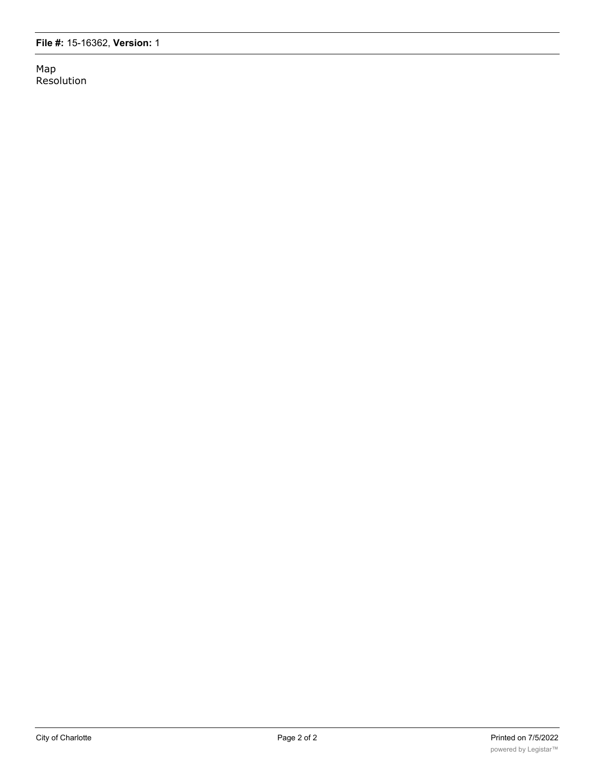Map
Resolution